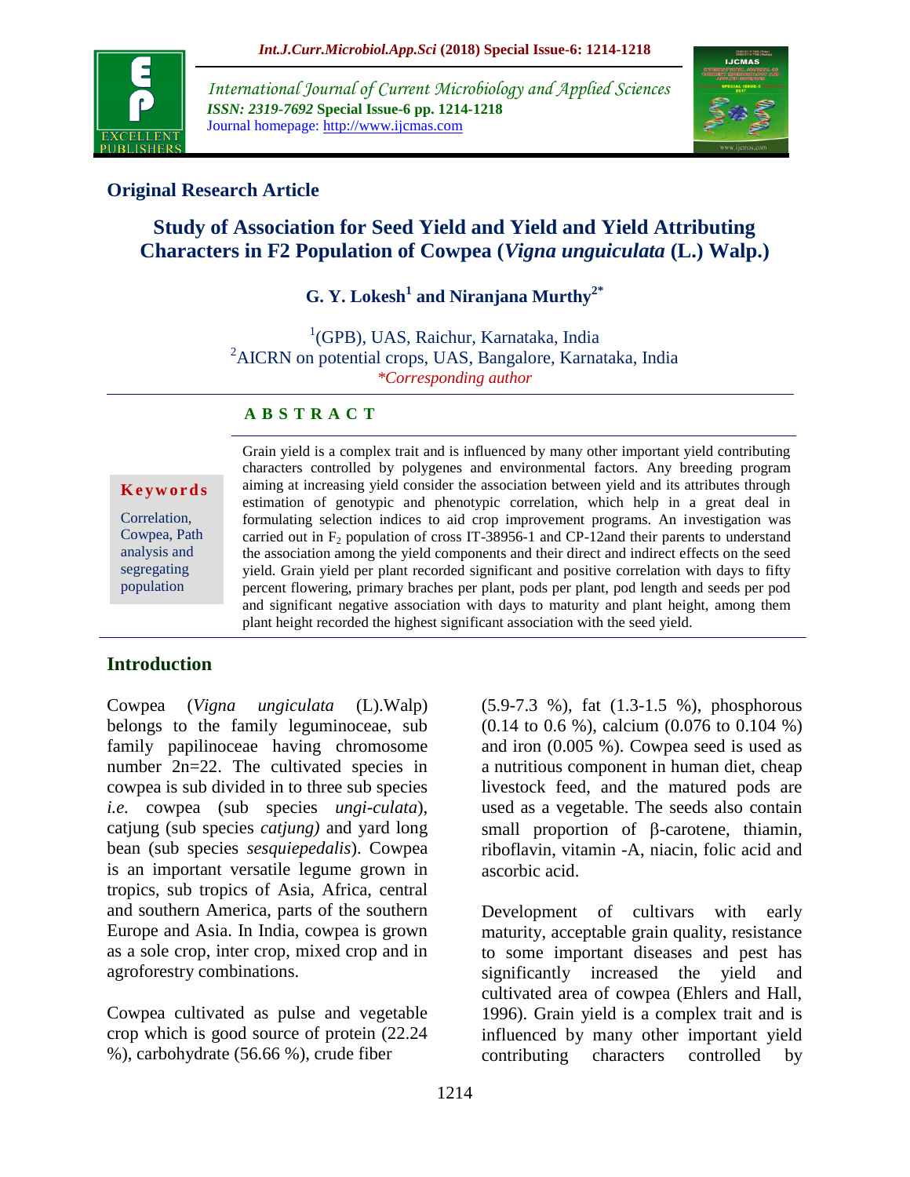International Journal of Current Microbiology and Applied Sciences
*ISSN: 2319-7692* **Special Issue-6 pp. 1214-1218**
Journal homepage: http://www.ijcmas.com

## Original Research Article

# Study of Association for Seed Yield and Yield and Yield Attributing Characters in F2 Population of Cowpea (*Vigna unguiculata* (L.) Walp.)

**G. Y. Lokesh[1] and Niranjana Murthy[2*]**

[1](GPB), UAS, Raichur, Karnataka, India
[2]AICRN on potential crops, UAS, Bangalore, Karnataka, India
*Corresponding author

### ABSTRACT

**Keywords**

Correlation, Cowpea, Path analysis and segregating population

Grain yield is a complex trait and is influenced by many other important yield contributing characters controlled by polygenes and environmental factors. Any breeding program aiming at increasing yield consider the association between yield and its attributes through estimation of genotypic and phenotypic correlation, which help in a great deal in formulating selection indices to aid crop improvement programs. An investigation was carried out in $F_2$ population of cross IT-38956-1 and CP-12and their parents to understand the association among the yield components and their direct and indirect effects on the seed yield. Grain yield per plant recorded significant and positive correlation with days to fifty percent flowering, primary braches per plant, pods per plant, pod length and seeds per pod and significant negative association with days to maturity and plant height, among them plant height recorded the highest significant association with the seed yield.

## Introduction

Cowpea (*Vigna ungiculata* (L).Walp) belongs to the family leguminoceae, sub family papilinoceae having chromosome number 2n=22. The cultivated species in cowpea is sub divided in to three sub species *i.e.* cowpea (sub species *ungi-culata*), catjung (sub species *catjung)* and yard long bean (sub species *sesquiepedalis*). Cowpea is an important versatile legume grown in tropics, sub tropics of Asia, Africa, central and southern America, parts of the southern Europe and Asia. In India, cowpea is grown as a sole crop, inter crop, mixed crop and in agroforestry combinations.

Cowpea cultivated as pulse and vegetable crop which is good source of protein (22.24 %), carbohydrate (56.66 %), crude fiber (5.9-7.3 %), fat (1.3-1.5 %), phosphorous (0.14 to 0.6 %), calcium (0.076 to 0.104 %) and iron (0.005 %). Cowpea seed is used as a nutritious component in human diet, cheap livestock feed, and the matured pods are used as a vegetable. The seeds also contain small proportion of β-carotene, thiamin, riboflavin, vitamin -A, niacin, folic acid and ascorbic acid.

Development of cultivars with early maturity, acceptable grain quality, resistance to some important diseases and pest has significantly increased the yield and cultivated area of cowpea (Ehlers and Hall, 1996). Grain yield is a complex trait and is influenced by many other important yield contributing characters controlled by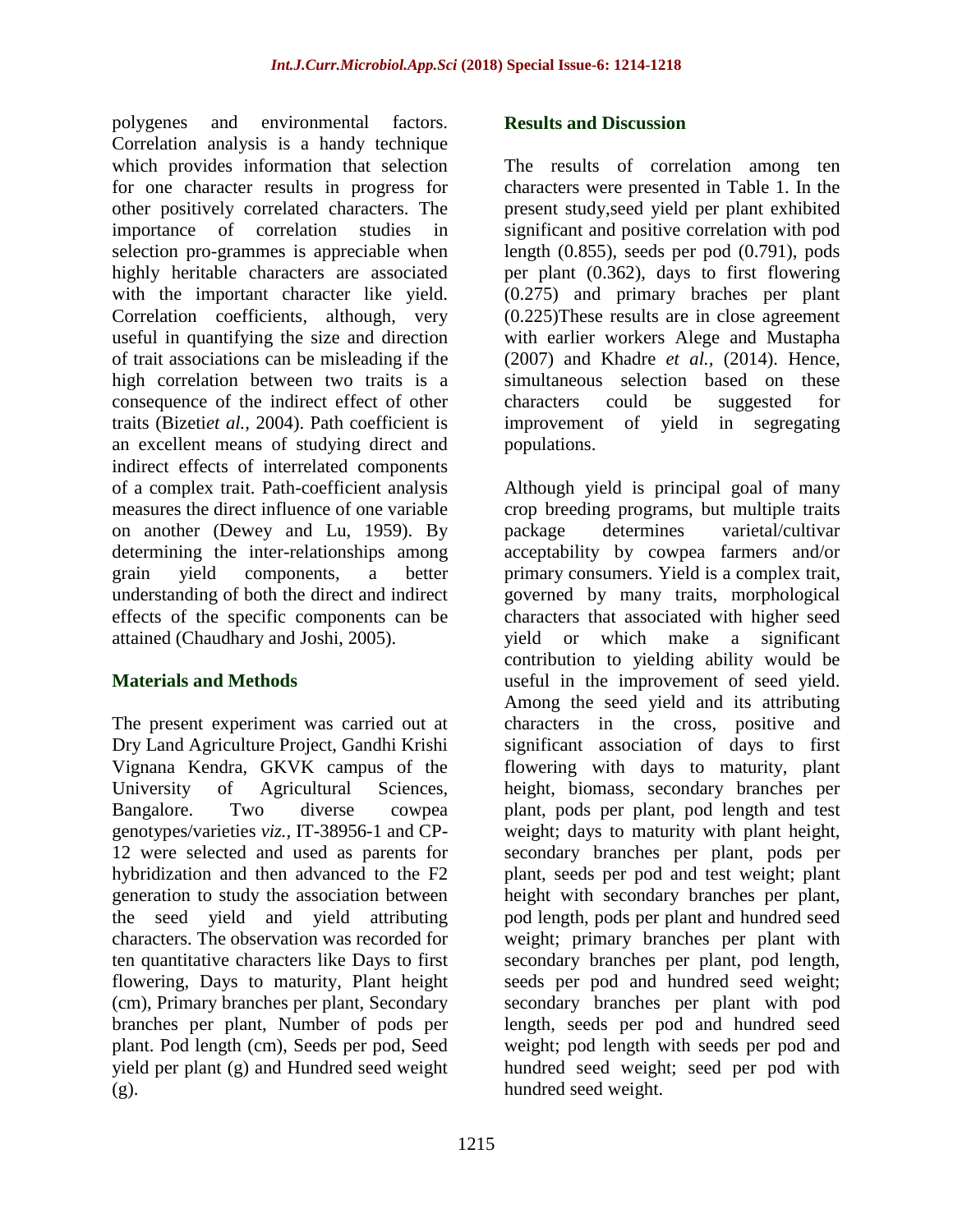polygenes and environmental factors. Correlation analysis is a handy technique which provides information that selection for one character results in progress for other positively correlated characters. The importance of correlation studies in selection pro-grammes is appreciable when highly heritable characters are associated with the important character like yield. Correlation coefficients, although, very useful in quantifying the size and direction of trait associations can be misleading if the high correlation between two traits is a consequence of the indirect effect of other traits (Bizeti*et al.,* 2004). Path coefficient is an excellent means of studying direct and indirect effects of interrelated components of a complex trait. Path-coefficient analysis measures the direct influence of one variable on another (Dewey and Lu, 1959). By determining the inter-relationships among grain yield components, a better understanding of both the direct and indirect effects of the specific components can be attained (Chaudhary and Joshi, 2005).

## Materials and Methods

The present experiment was carried out at Dry Land Agriculture Project, Gandhi Krishi Vignana Kendra, GKVK campus of the University of Agricultural Sciences, Bangalore. Two diverse cowpea genotypes/varieties *viz.*, IT-38956-1 and CP-12 were selected and used as parents for hybridization and then advanced to the F2 generation to study the association between the seed yield and yield attributing characters. The observation was recorded for ten quantitative characters like Days to first flowering, Days to maturity, Plant height (cm), Primary branches per plant, Secondary branches per plant, Number of pods per plant. Pod length (cm), Seeds per pod, Seed yield per plant (g) and Hundred seed weight (g).

## Results and Discussion

The results of correlation among ten characters were presented in Table 1. In the present study,seed yield per plant exhibited significant and positive correlation with pod length (0.855), seeds per pod (0.791), pods per plant (0.362), days to first flowering (0.275) and primary braches per plant (0.225)These results are in close agreement with earlier workers Alege and Mustapha (2007) and Khadre *et al.,* (2014). Hence, simultaneous selection based on these characters could be suggested for improvement of yield in segregating populations.

Although yield is principal goal of many crop breeding programs, but multiple traits package determines varietal/cultivar acceptability by cowpea farmers and/or primary consumers. Yield is a complex trait, governed by many traits, morphological characters that associated with higher seed yield or which make a significant contribution to yielding ability would be useful in the improvement of seed yield. Among the seed yield and its attributing characters in the cross, positive and significant association of days to first flowering with days to maturity, plant height, biomass, secondary branches per plant, pods per plant, pod length and test weight; days to maturity with plant height, secondary branches per plant, pods per plant, seeds per pod and test weight; plant height with secondary branches per plant, pod length, pods per plant and hundred seed weight; primary branches per plant with secondary branches per plant, pod length, seeds per pod and hundred seed weight; secondary branches per plant with pod length, seeds per pod and hundred seed weight; pod length with seeds per pod and hundred seed weight; seed per pod with hundred seed weight.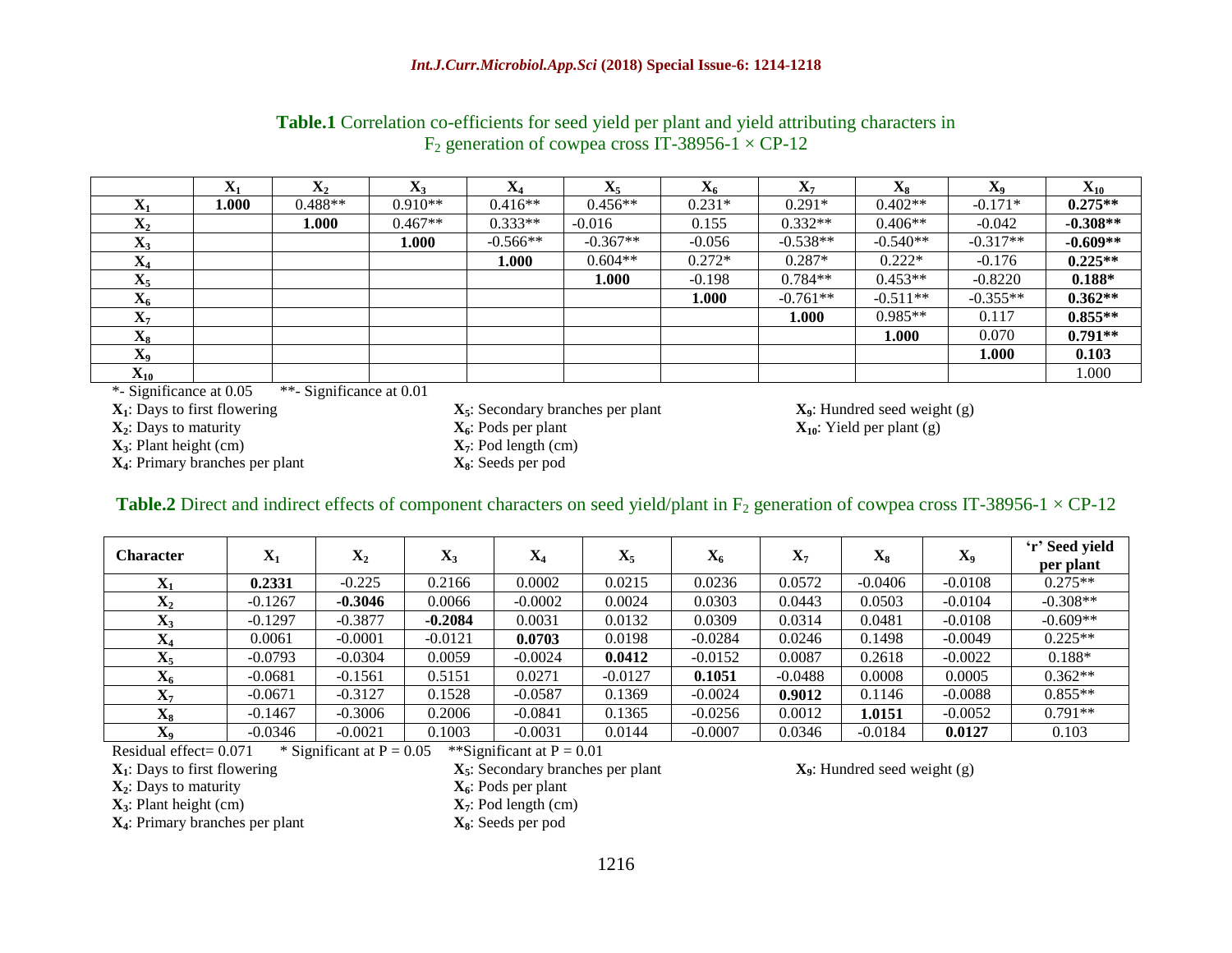**Table.1** Correlation co-efficients for seed yield per plant and yield attributing characters in $F_2$ generation of cowpea cross IT-38956-1 × CP-12

| | $X_1$ | $X_2$ | $X_3$ | $X_4$ | $X_5$ | $X_6$ | $X_7$ | $X_8$ | $X_9$ | $X_{10}$ |
|---|---|---|---|---|---|---|---|---|---|---|
| $X_1$ | **1.000** | 0.488** | 0.910** | 0.416** | 0.456** | 0.231* | 0.291* | 0.402** | -0.171* | **0.275**** |
| $X_2$ | | **1.000** | 0.467** | 0.333** | -0.016 | 0.155 | 0.332** | 0.406** | -0.042 | **-0.308**** |
| $X_3$ | | | **1.000** | -0.566** | -0.367** | -0.056 | -0.538** | -0.540** | -0.317** | **-0.609**** |
| $X_4$ | | | | **1.000** | 0.604** | 0.272* | 0.287* | 0.222* | -0.176 | **0.225**** |
| $X_5$ | | | | | **1.000** | -0.198 | 0.784** | 0.453** | -0.8220 | **0.188*** |
| $X_6$ | | | | | | **1.000** | -0.761** | -0.511** | -0.355** | **0.362**** |
| $X_7$ | | | | | | | **1.000** | 0.985** | 0.117 | **0.855**** |
| $X_8$ | | | | | | | | **1.000** | 0.070 | **0.791**** |
| $X_9$ | | | | | | | | | **1.000** | **0.103** |
| $X_{10}$ | | | | | | | | | | 1.000 |

*- Significance at 0.05 **- Significance at 0.01

**$X_1$**: Days to first flowering
**$X_2$**: Days to maturity
**$X_3$**: Plant height (cm)
**$X_4$**: Primary branches per plant
**$X_5$**: Secondary branches per plant
**$X_6$**: Pods per plant
**$X_7$**: Pod length (cm)
**$X_8$**: Seeds per pod
**$X_9$**: Hundred seed weight (g)
**$X_{10}$**: Yield per plant (g)

**Table.2** Direct and indirect effects of component characters on seed yield/plant in $F_2$ generation of cowpea cross IT-38956-1 × CP-12

| Character | $X_1$ | $X_2$ | $X_3$ | $X_4$ | $X_5$ | $X_6$ | $X_7$ | $X_8$ | $X_9$ | 'r' Seed yield per plant |
|---|---|---|---|---|---|---|---|---|---|---|
| $X_1$ | **0.2331** | -0.225 | 0.2166 | 0.0002 | 0.0215 | 0.0236 | 0.0572 | -0.0406 | -0.0108 | 0.275** |
| $X_2$ | -0.1267 | **-0.3046** | 0.0066 | -0.0002 | 0.0024 | 0.0303 | 0.0443 | 0.0503 | -0.0104 | -0.308** |
| $X_3$ | -0.1297 | -0.3877 | **-0.2084** | 0.0031 | 0.0132 | 0.0309 | 0.0314 | 0.0481 | -0.0108 | -0.609** |
| $X_4$ | 0.0061 | -0.0001 | -0.0121 | **0.0703** | 0.0198 | -0.0284 | 0.0246 | 0.1498 | -0.0049 | 0.225** |
| $X_5$ | -0.0793 | -0.0304 | 0.0059 | -0.0024 | **0.0412** | -0.0152 | 0.0087 | 0.2618 | -0.0022 | 0.188* |
| $X_6$ | -0.0681 | -0.1561 | 0.5151 | 0.0271 | -0.0127 | **0.1051** | -0.0488 | 0.0008 | 0.0005 | 0.362** |
| $X_7$ | -0.0671 | -0.3127 | 0.1528 | -0.0587 | 0.1369 | -0.0024 | **0.9012** | 0.1146 | -0.0088 | 0.855** |
| $X_8$ | -0.1467 | -0.3006 | 0.2006 | -0.0841 | 0.1365 | -0.0256 | 0.0012 | **1.0151** | -0.0052 | 0.791** |
| $X_9$ | -0.0346 | -0.0021 | 0.1003 | -0.0031 | 0.0144 | -0.0007 | 0.0346 | -0.0184 | **0.0127** | 0.103 |

Residual effect= 0.071 * Significant at P = 0.05 **Significant at P = 0.01

**$X_1$**: Days to first flowering
**$X_2$**: Days to maturity
**$X_3$**: Plant height (cm)
**$X_4$**: Primary branches per plant
**$X_5$**: Secondary branches per plant
**$X_6$**: Pods per plant
**$X_7$**: Pod length (cm)
**$X_8$**: Seeds per pod
**$X_9$**: Hundred seed weight (g)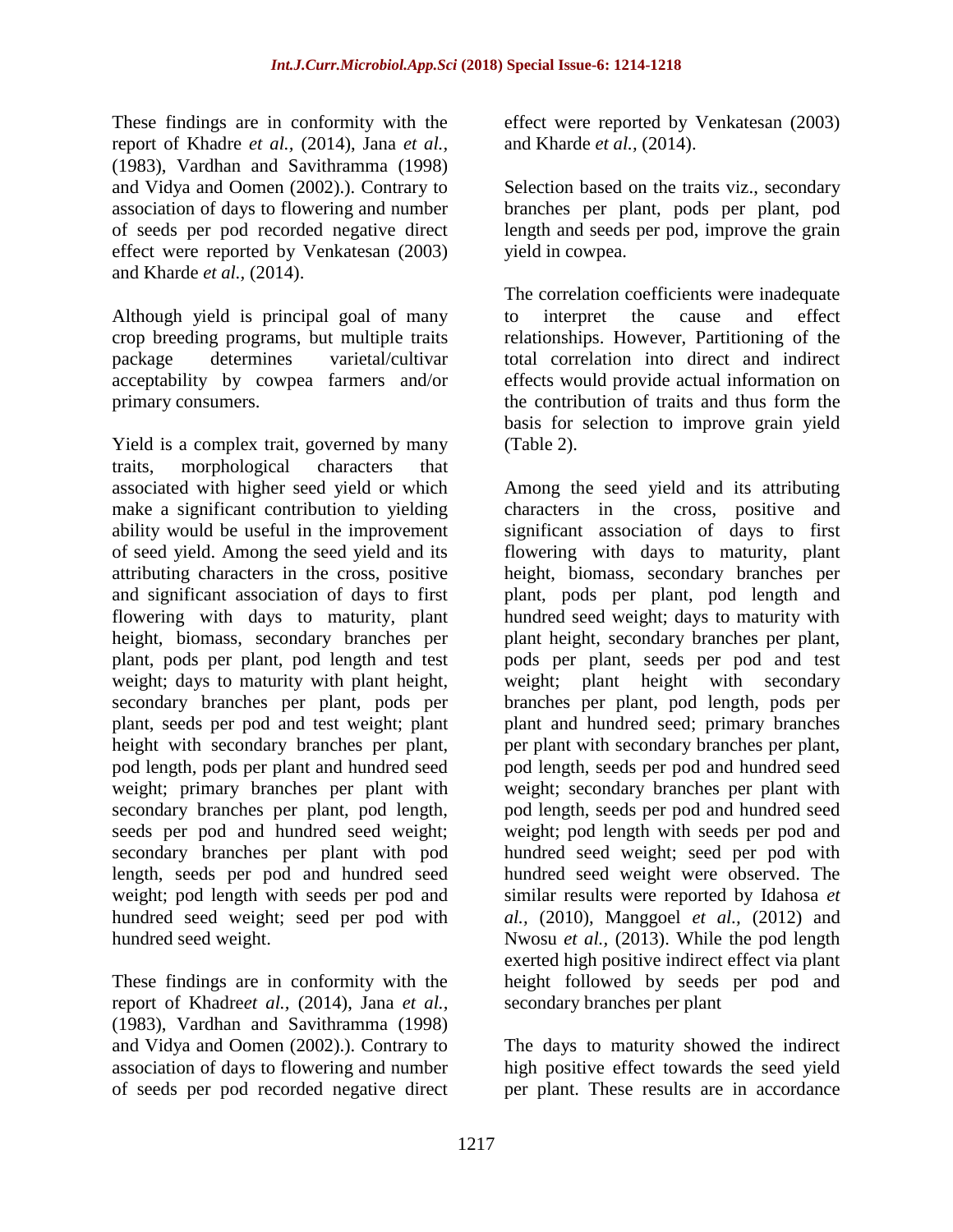These findings are in conformity with the report of Khadre *et al.,* (2014), Jana *et al.,* (1983), Vardhan and Savithramma (1998) and Vidya and Oomen (2002).). Contrary to association of days to flowering and number of seeds per pod recorded negative direct effect were reported by Venkatesan (2003) and Kharde *et al.,* (2014).

Although yield is principal goal of many crop breeding programs, but multiple traits package determines varietal/cultivar acceptability by cowpea farmers and/or primary consumers.

Yield is a complex trait, governed by many traits, morphological characters that associated with higher seed yield or which make a significant contribution to yielding ability would be useful in the improvement of seed yield. Among the seed yield and its attributing characters in the cross, positive and significant association of days to first flowering with days to maturity, plant height, biomass, secondary branches per plant, pods per plant, pod length and test weight; days to maturity with plant height, secondary branches per plant, pods per plant, seeds per pod and test weight; plant height with secondary branches per plant, pod length, pods per plant and hundred seed weight; primary branches per plant with secondary branches per plant, pod length, seeds per pod and hundred seed weight; secondary branches per plant with pod length, seeds per pod and hundred seed weight; pod length with seeds per pod and hundred seed weight; seed per pod with hundred seed weight.

These findings are in conformity with the report of Khadre*et al.,* (2014), Jana *et al.,* (1983), Vardhan and Savithramma (1998) and Vidya and Oomen (2002).). Contrary to association of days to flowering and number of seeds per pod recorded negative direct effect were reported by Venkatesan (2003) and Kharde *et al.,* (2014).

Selection based on the traits viz., secondary branches per plant, pods per plant, pod length and seeds per pod, improve the grain yield in cowpea.

The correlation coefficients were inadequate to interpret the cause and effect relationships. However, Partitioning of the total correlation into direct and indirect effects would provide actual information on the contribution of traits and thus form the basis for selection to improve grain yield (Table 2).

Among the seed yield and its attributing characters in the cross, positive and significant association of days to first flowering with days to maturity, plant height, biomass, secondary branches per plant, pods per plant, pod length and hundred seed weight; days to maturity with plant height, secondary branches per plant, pods per plant, seeds per pod and test weight; plant height with secondary branches per plant, pod length, pods per plant and hundred seed; primary branches per plant with secondary branches per plant, pod length, seeds per pod and hundred seed weight; secondary branches per plant with pod length, seeds per pod and hundred seed weight; pod length with seeds per pod and hundred seed weight; seed per pod with hundred seed weight were observed. The similar results were reported by Idahosa *et al.,* (2010), Manggoel *et al.,* (2012) and Nwosu *et al.,* (2013). While the pod length exerted high positive indirect effect via plant height followed by seeds per pod and secondary branches per plant

The days to maturity showed the indirect high positive effect towards the seed yield per plant. These results are in accordance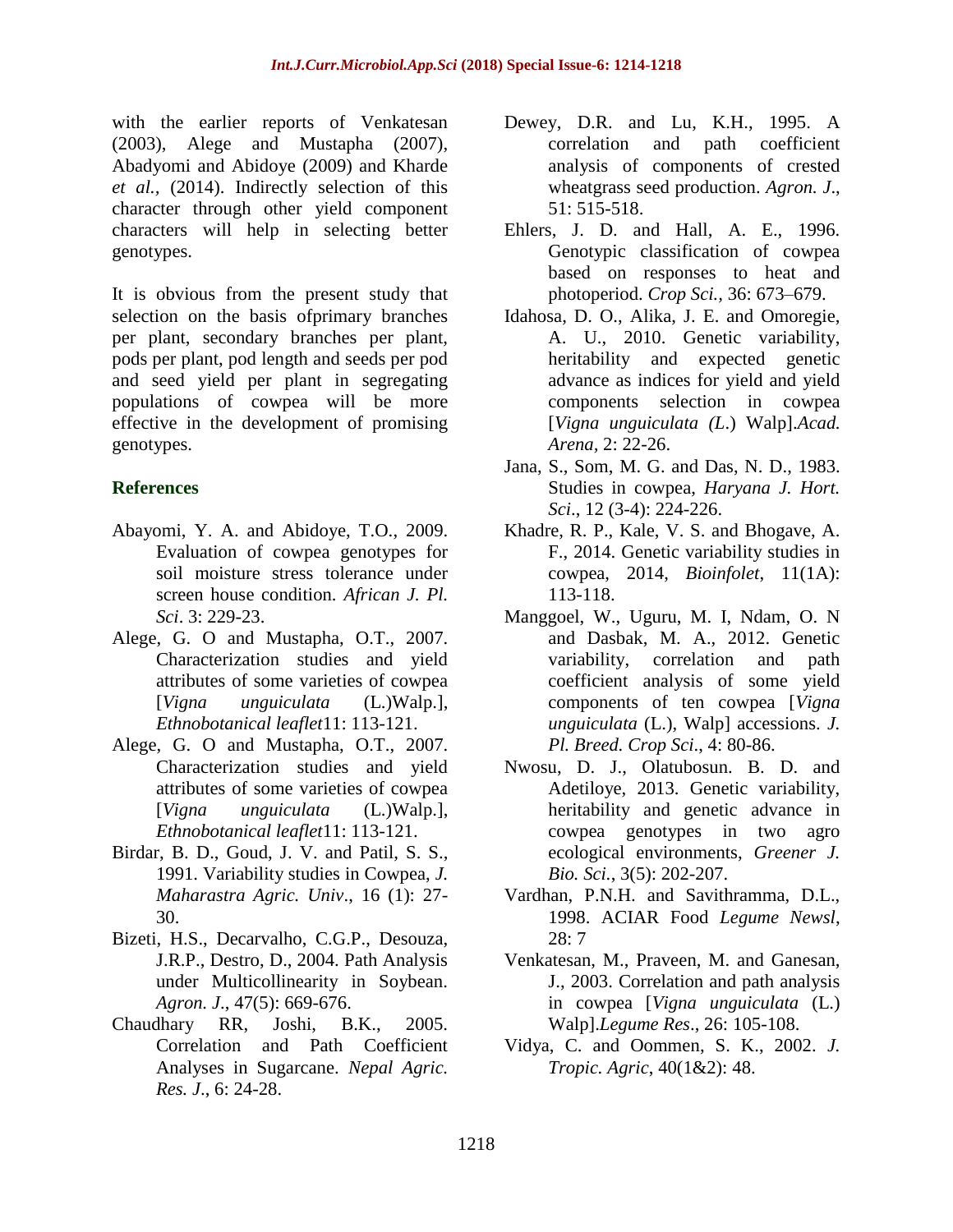with the earlier reports of Venkatesan (2003), Alege and Mustapha (2007), Abadyomi and Abidoye (2009) and Kharde *et al.,* (2014). Indirectly selection of this character through other yield component characters will help in selecting better genotypes.

It is obvious from the present study that selection on the basis ofprimary branches per plant, secondary branches per plant, pods per plant, pod length and seeds per pod and seed yield per plant in segregating populations of cowpea will be more effective in the development of promising genotypes.

## References

Abayomi, Y. A. and Abidoye, T.O., 2009. Evaluation of cowpea genotypes for soil moisture stress tolerance under screen house condition. *African J. Pl. Sci*. 3: 229-23.

Alege, G. O and Mustapha, O.T., 2007. Characterization studies and yield attributes of some varieties of cowpea [*Vigna unguiculata* (L.)Walp.], *Ethnobotanical leaflet*11: 113-121.

Alege, G. O and Mustapha, O.T., 2007. Characterization studies and yield attributes of some varieties of cowpea [*Vigna unguiculata* (L.)Walp.], *Ethnobotanical leaflet*11: 113-121.

Birdar, B. D., Goud, J. V. and Patil, S. S., 1991. Variability studies in Cowpea, *J. Maharastra Agric. Univ*., 16 (1): 27-30.

Bizeti, H.S., Decarvalho, C.G.P., Desouza, J.R.P., Destro, D., 2004. Path Analysis under Multicollinearity in Soybean. *Agron. J*., 47(5): 669-676.

Chaudhary RR, Joshi, B.K., 2005. Correlation and Path Coefficient Analyses in Sugarcane. *Nepal Agric. Res. J.,* 6: 24-28.

Dewey, D.R. and Lu, K.H., 1995. A correlation and path coefficient analysis of components of crested wheatgrass seed production. *Agron. J*., 51: 515-518.

Ehlers, J. D. and Hall, A. E., 1996. Genotypic classification of cowpea based on responses to heat and photoperiod. *Crop Sci.*, 36: 673–679.

Idahosa, D. O., Alika, J. E. and Omoregie, A. U., 2010. Genetic variability, heritability and expected genetic advance as indices for yield and yield components selection in cowpea [*Vigna unguiculata (L.*) Walp].*Acad. Arena*, 2: 22-26.

Jana, S., Som, M. G. and Das, N. D., 1983. Studies in cowpea, *Haryana J. Hort. Sci*., 12 (3-4): 224-226.

Khadre, R. P., Kale, V. S. and Bhogave, A. F., 2014. Genetic variability studies in cowpea, 2014, *Bioinfolet*, 11(1A): 113-118.

Manggoel, W., Uguru, M. I, Ndam, O. N and Dasbak, M. A., 2012. Genetic variability, correlation and path coefficient analysis of some yield components of ten cowpea [*Vigna unguiculata* (L.), Walp] accessions. *J. Pl. Breed. Crop Sci*., 4: 80-86.

Nwosu, D. J., Olatubosun. B. D. and Adetiloye, 2013. Genetic variability, heritability and genetic advance in cowpea genotypes in two agro ecological environments, *Greener J. Bio. Sci.*, 3(5): 202-207.

Vardhan, P.N.H. and Savithramma, D.L., 1998. ACIAR Food *Legume Newsl*, 28: 7

Venkatesan, M., Praveen, M. and Ganesan, J., 2003. Correlation and path analysis in cowpea [*Vigna unguiculata* (L.) Walp].*Legume Res*., 26: 105-108.

Vidya, C. and Oommen, S. K., 2002. *J. Tropic. Agric*, 40(1&2): 48.